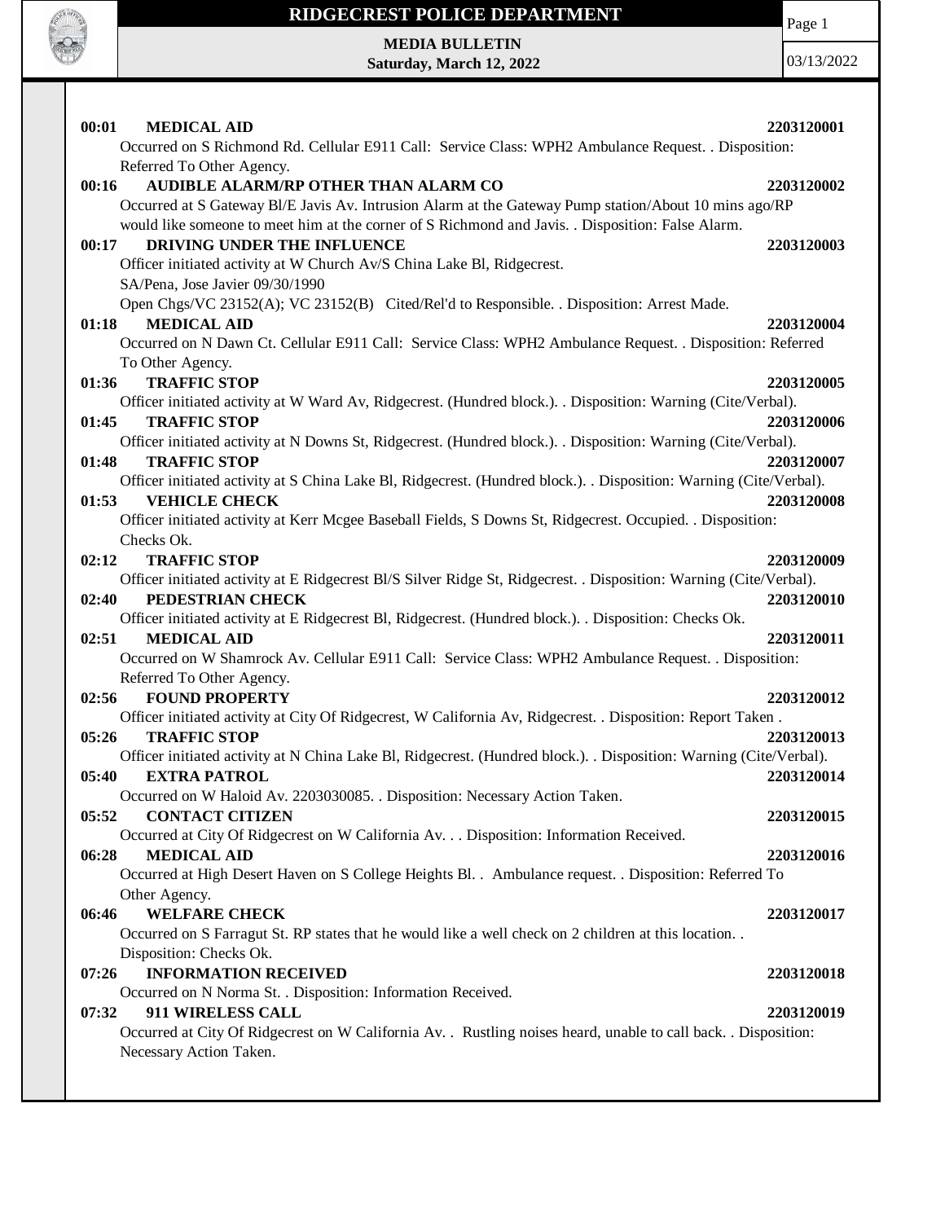# RIDGECREST POLICE DEPARTMENT

**MEDIA BULLETIN**
**Saturday, March 12, 2022**

03/13/2022

**00:01 MEDICAL AID** **2203120001**
Occurred on S Richmond Rd. Cellular E911 Call: Service Class: WPH2 Ambulance Request. . Disposition: Referred To Other Agency.

**00:16 AUDIBLE ALARM/RP OTHER THAN ALARM CO** **2203120002**
Occurred at S Gateway Bl/E Javis Av. Intrusion Alarm at the Gateway Pump station/About 10 mins ago/RP would like someone to meet him at the corner of S Richmond and Javis. . Disposition: False Alarm.

**00:17 DRIVING UNDER THE INFLUENCE** **2203120003**
Officer initiated activity at W Church Av/S China Lake Bl, Ridgecrest.
SA/Pena, Jose Javier 09/30/1990
Open Chgs/VC 23152(A); VC 23152(B) Cited/Rel'd to Responsible. . Disposition: Arrest Made.

**01:18 MEDICAL AID** **2203120004**
Occurred on N Dawn Ct. Cellular E911 Call: Service Class: WPH2 Ambulance Request. . Disposition: Referred To Other Agency.

**01:36 TRAFFIC STOP** **2203120005**
Officer initiated activity at W Ward Av, Ridgecrest. (Hundred block.). . Disposition: Warning (Cite/Verbal).

**01:45 TRAFFIC STOP** **2203120006**
Officer initiated activity at N Downs St, Ridgecrest. (Hundred block.). . Disposition: Warning (Cite/Verbal).

**01:48 TRAFFIC STOP** **2203120007**
Officer initiated activity at S China Lake Bl, Ridgecrest. (Hundred block.). . Disposition: Warning (Cite/Verbal).

**01:53 VEHICLE CHECK** **2203120008**
Officer initiated activity at Kerr Mcgee Baseball Fields, S Downs St, Ridgecrest. Occupied. . Disposition: Checks Ok.

**02:12 TRAFFIC STOP** **2203120009**
Officer initiated activity at E Ridgecrest Bl/S Silver Ridge St, Ridgecrest. . Disposition: Warning (Cite/Verbal).

**02:40 PEDESTRIAN CHECK** **2203120010**
Officer initiated activity at E Ridgecrest Bl, Ridgecrest. (Hundred block.). . Disposition: Checks Ok.

**02:51 MEDICAL AID** **2203120011**
Occurred on W Shamrock Av. Cellular E911 Call: Service Class: WPH2 Ambulance Request. . Disposition: Referred To Other Agency.

**02:56 FOUND PROPERTY** **2203120012**
Officer initiated activity at City Of Ridgecrest, W California Av, Ridgecrest. . Disposition: Report Taken .

**05:26 TRAFFIC STOP** **2203120013**
Officer initiated activity at N China Lake Bl, Ridgecrest. (Hundred block.). . Disposition: Warning (Cite/Verbal).

**05:40 EXTRA PATROL** **2203120014**
Occurred on W Haloid Av. 2203030085. . Disposition: Necessary Action Taken.

**05:52 CONTACT CITIZEN** **2203120015**
Occurred at City Of Ridgecrest on W California Av. . . Disposition: Information Received.

**06:28 MEDICAL AID** **2203120016**
Occurred at High Desert Haven on S College Heights Bl. . Ambulance request. . Disposition: Referred To Other Agency.

**06:46 WELFARE CHECK** **2203120017**
Occurred on S Farragut St. RP states that he would like a well check on 2 children at this location. . Disposition: Checks Ok.

**07:26 INFORMATION RECEIVED** **2203120018**
Occurred on N Norma St. . Disposition: Information Received.

**07:32 911 WIRELESS CALL** **2203120019**
Occurred at City Of Ridgecrest on W California Av. . Rustling noises heard, unable to call back. . Disposition: Necessary Action Taken.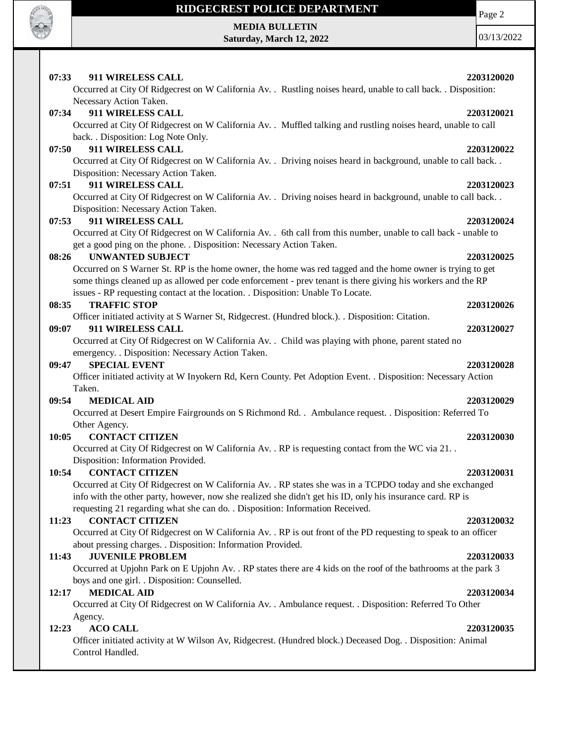**07:33 911 WIRELESS CALL 2203120020**

Occurred at City Of Ridgecrest on W California Av. . Rustling noises heard, unable to call back. . Disposition: Necessary Action Taken.

**07:34 911 WIRELESS CALL 2203120021**

Occurred at City Of Ridgecrest on W California Av. . Muffled talking and rustling noises heard, unable to call back. . Disposition: Log Note Only.

**07:50 911 WIRELESS CALL 2203120022**

Occurred at City Of Ridgecrest on W California Av. . Driving noises heard in background, unable to call back. . Disposition: Necessary Action Taken.

**07:51 911 WIRELESS CALL 2203120023**

Occurred at City Of Ridgecrest on W California Av. . Driving noises heard in background, unable to call back. . Disposition: Necessary Action Taken.

**07:53 911 WIRELESS CALL 2203120024**

Occurred at City Of Ridgecrest on W California Av. . 6th call from this number, unable to call back - unable to get a good ping on the phone. . Disposition: Necessary Action Taken.

**08:26 UNWANTED SUBJECT 2203120025**

Occurred on S Warner St. RP is the home owner, the home was red tagged and the home owner is trying to get some things cleaned up as allowed per code enforcement - prev tenant is there giving his workers and the RP issues - RP requesting contact at the location. . Disposition: Unable To Locate.

**08:35 TRAFFIC STOP 2203120026**

Officer initiated activity at S Warner St, Ridgecrest. (Hundred block.). . Disposition: Citation.

**09:07 911 WIRELESS CALL 2203120027**

Occurred at City Of Ridgecrest on W California Av. . Child was playing with phone, parent stated no emergency. . Disposition: Necessary Action Taken.

**09:47 SPECIAL EVENT 2203120028**

Officer initiated activity at W Inyokern Rd, Kern County. Pet Adoption Event. . Disposition: Necessary Action Taken.

**09:54 MEDICAL AID 2203120029**

Occurred at Desert Empire Fairgrounds on S Richmond Rd. . Ambulance request. . Disposition: Referred To Other Agency.

**10:05 CONTACT CITIZEN 2203120030**

Occurred at City Of Ridgecrest on W California Av. . RP is requesting contact from the WC via 21. . Disposition: Information Provided.

**10:54 CONTACT CITIZEN 2203120031**

Occurred at City Of Ridgecrest on W California Av. . RP states she was in a TCPDO today and she exchanged info with the other party, however, now she realized she didn't get his ID, only his insurance card. RP is requesting 21 regarding what she can do. . Disposition: Information Received.

**11:23 CONTACT CITIZEN 2203120032**

Occurred at City Of Ridgecrest on W California Av. . RP is out front of the PD requesting to speak to an officer about pressing charges. . Disposition: Information Provided.

**11:43 JUVENILE PROBLEM 2203120033**

Occurred at Upjohn Park on E Upjohn Av. . RP states there are 4 kids on the roof of the bathrooms at the park 3 boys and one girl. . Disposition: Counselled.

**12:17 MEDICAL AID 2203120034**

Occurred at City Of Ridgecrest on W California Av. . Ambulance request. . Disposition: Referred To Other Agency.

**12:23 ACO CALL 2203120035**

Officer initiated activity at W Wilson Av, Ridgecrest. (Hundred block.) Deceased Dog. . Disposition: Animal Control Handled.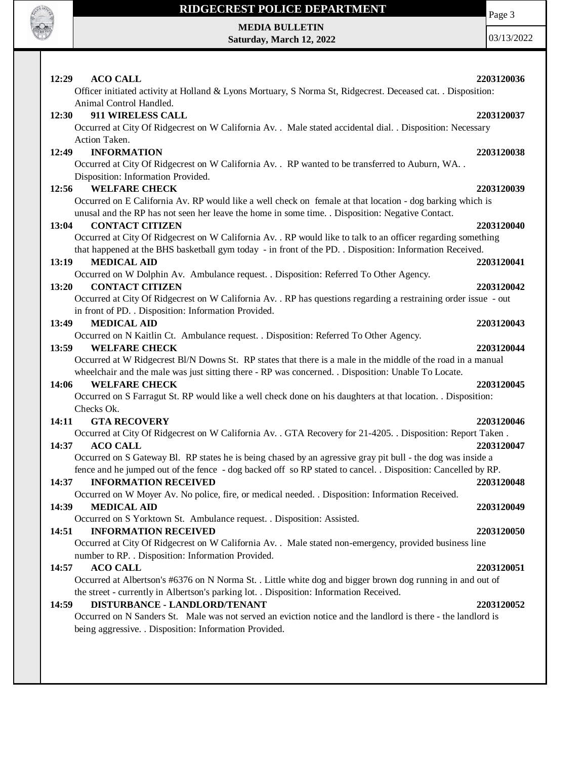**12:29 ACO CALL 2203120036**

Officer initiated activity at Holland & Lyons Mortuary, S Norma St, Ridgecrest. Deceased cat. . Disposition: Animal Control Handled.

**12:30 911 WIRELESS CALL 2203120037**

Occurred at City Of Ridgecrest on W California Av. . Male stated accidental dial. . Disposition: Necessary Action Taken.

**12:49 INFORMATION 2203120038**

Occurred at City Of Ridgecrest on W California Av. . RP wanted to be transferred to Auburn, WA. . Disposition: Information Provided.

**12:56 WELFARE CHECK 2203120039**

Occurred on E California Av. RP would like a well check on female at that location - dog barking which is unusal and the RP has not seen her leave the home in some time. . Disposition: Negative Contact.

**13:04 CONTACT CITIZEN 2203120040**

Occurred at City Of Ridgecrest on W California Av. . RP would like to talk to an officer regarding something that happened at the BHS basketball gym today - in front of the PD. . Disposition: Information Received.

**13:19 MEDICAL AID 2203120041**

Occurred on W Dolphin Av. Ambulance request. . Disposition: Referred To Other Agency.

**13:20 CONTACT CITIZEN 2203120042**

Occurred at City Of Ridgecrest on W California Av. . RP has questions regarding a restraining order issue - out in front of PD. . Disposition: Information Provided.

**13:49 MEDICAL AID 2203120043**

Occurred on N Kaitlin Ct. Ambulance request. . Disposition: Referred To Other Agency.

**13:59 WELFARE CHECK 2203120044**

Occurred at W Ridgecrest Bl/N Downs St. RP states that there is a male in the middle of the road in a manual wheelchair and the male was just sitting there - RP was concerned. . Disposition: Unable To Locate.

**14:06 WELFARE CHECK 2203120045**

Occurred on S Farragut St. RP would like a well check done on his daughters at that location. . Disposition: Checks Ok.

**14:11 GTA RECOVERY 2203120046**

Occurred at City Of Ridgecrest on W California Av. . GTA Recovery for 21-4205. . Disposition: Report Taken .

**14:37 ACO CALL 2203120047**

Occurred on S Gateway Bl. RP states he is being chased by an agressive gray pit bull - the dog was inside a fence and he jumped out of the fence - dog backed off so RP stated to cancel. . Disposition: Cancelled by RP.

**14:37 INFORMATION RECEIVED 2203120048**

Occurred on W Moyer Av. No police, fire, or medical needed. . Disposition: Information Received.

**14:39 MEDICAL AID 2203120049**

Occurred on S Yorktown St. Ambulance request. . Disposition: Assisted.

**14:51 INFORMATION RECEIVED 2203120050**

Occurred at City Of Ridgecrest on W California Av. . Male stated non-emergency, provided business line number to RP. . Disposition: Information Provided.

**14:57 ACO CALL 2203120051**

Occurred at Albertson's #6376 on N Norma St. . Little white dog and bigger brown dog running in and out of the street - currently in Albertson's parking lot. . Disposition: Information Received.

**14:59 DISTURBANCE - LANDLORD/TENANT 2203120052**

Occurred on N Sanders St. Male was not served an eviction notice and the landlord is there - the landlord is being aggressive. . Disposition: Information Provided.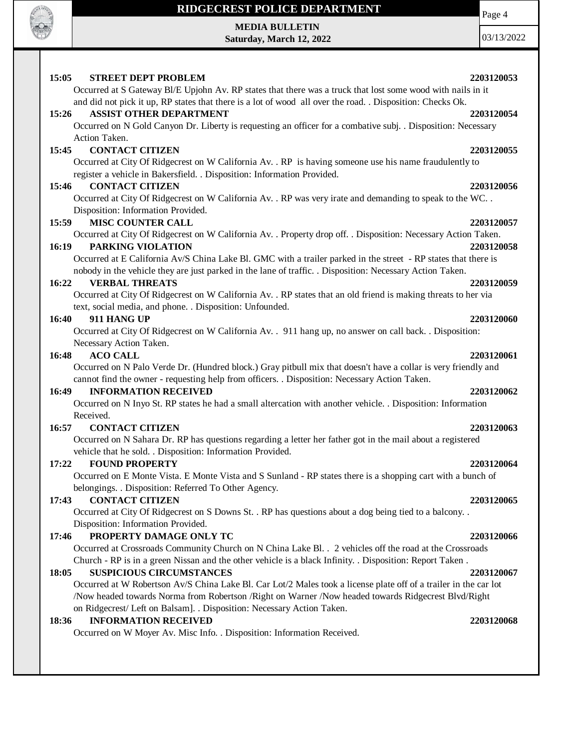**15:05 STREET DEPT PROBLEM 2203120053**

Occurred at S Gateway Bl/E Upjohn Av. RP states that there was a truck that lost some wood with nails in it and did not pick it up, RP states that there is a lot of wood all over the road. . Disposition: Checks Ok.

**15:26 ASSIST OTHER DEPARTMENT 2203120054**

Occurred on N Gold Canyon Dr. Liberty is requesting an officer for a combative subj. . Disposition: Necessary Action Taken.

**15:45 CONTACT CITIZEN 2203120055**

Occurred at City Of Ridgecrest on W California Av. . RP is having someone use his name fraudulently to register a vehicle in Bakersfield. . Disposition: Information Provided.

**15:46 CONTACT CITIZEN 2203120056**

Occurred at City Of Ridgecrest on W California Av. . RP was very irate and demanding to speak to the WC. . Disposition: Information Provided.

**15:59 MISC COUNTER CALL 2203120057**

Occurred at City Of Ridgecrest on W California Av. . Property drop off. . Disposition: Necessary Action Taken.

**16:19 PARKING VIOLATION 2203120058**

Occurred at E California Av/S China Lake Bl. GMC with a trailer parked in the street - RP states that there is nobody in the vehicle they are just parked in the lane of traffic. . Disposition: Necessary Action Taken.

**16:22 VERBAL THREATS 2203120059**

Occurred at City Of Ridgecrest on W California Av. . RP states that an old friend is making threats to her via text, social media, and phone. . Disposition: Unfounded.

**16:40 911 HANG UP 2203120060**

Occurred at City Of Ridgecrest on W California Av. . 911 hang up, no answer on call back. . Disposition: Necessary Action Taken.

**16:48 ACO CALL 2203120061**

Occurred on N Palo Verde Dr. (Hundred block.) Gray pitbull mix that doesn't have a collar is very friendly and cannot find the owner - requesting help from officers. . Disposition: Necessary Action Taken.

**16:49 INFORMATION RECEIVED 2203120062**

Occurred on N Inyo St. RP states he had a small altercation with another vehicle. . Disposition: Information Received.

**16:57 CONTACT CITIZEN 2203120063**

Occurred on N Sahara Dr. RP has questions regarding a letter her father got in the mail about a registered vehicle that he sold. . Disposition: Information Provided.

**17:22 FOUND PROPERTY 2203120064**

Occurred on E Monte Vista. E Monte Vista and S Sunland - RP states there is a shopping cart with a bunch of belongings. . Disposition: Referred To Other Agency.

**17:43 CONTACT CITIZEN 2203120065**

Occurred at City Of Ridgecrest on S Downs St. . RP has questions about a dog being tied to a balcony. . Disposition: Information Provided.

**17:46 PROPERTY DAMAGE ONLY TC 2203120066**

Occurred at Crossroads Community Church on N China Lake Bl. . 2 vehicles off the road at the Crossroads Church - RP is in a green Nissan and the other vehicle is a black Infinity. . Disposition: Report Taken .

**18:05 SUSPICIOUS CIRCUMSTANCES 2203120067**

Occurred at W Robertson Av/S China Lake Bl. Car Lot/2 Males took a license plate off of a trailer in the car lot /Now headed towards Norma from Robertson /Right on Warner /Now headed towards Ridgecrest Blvd/Right on Ridgecrest/ Left on Balsam]. . Disposition: Necessary Action Taken.

**18:36 INFORMATION RECEIVED 2203120068**

Occurred on W Moyer Av. Misc Info. . Disposition: Information Received.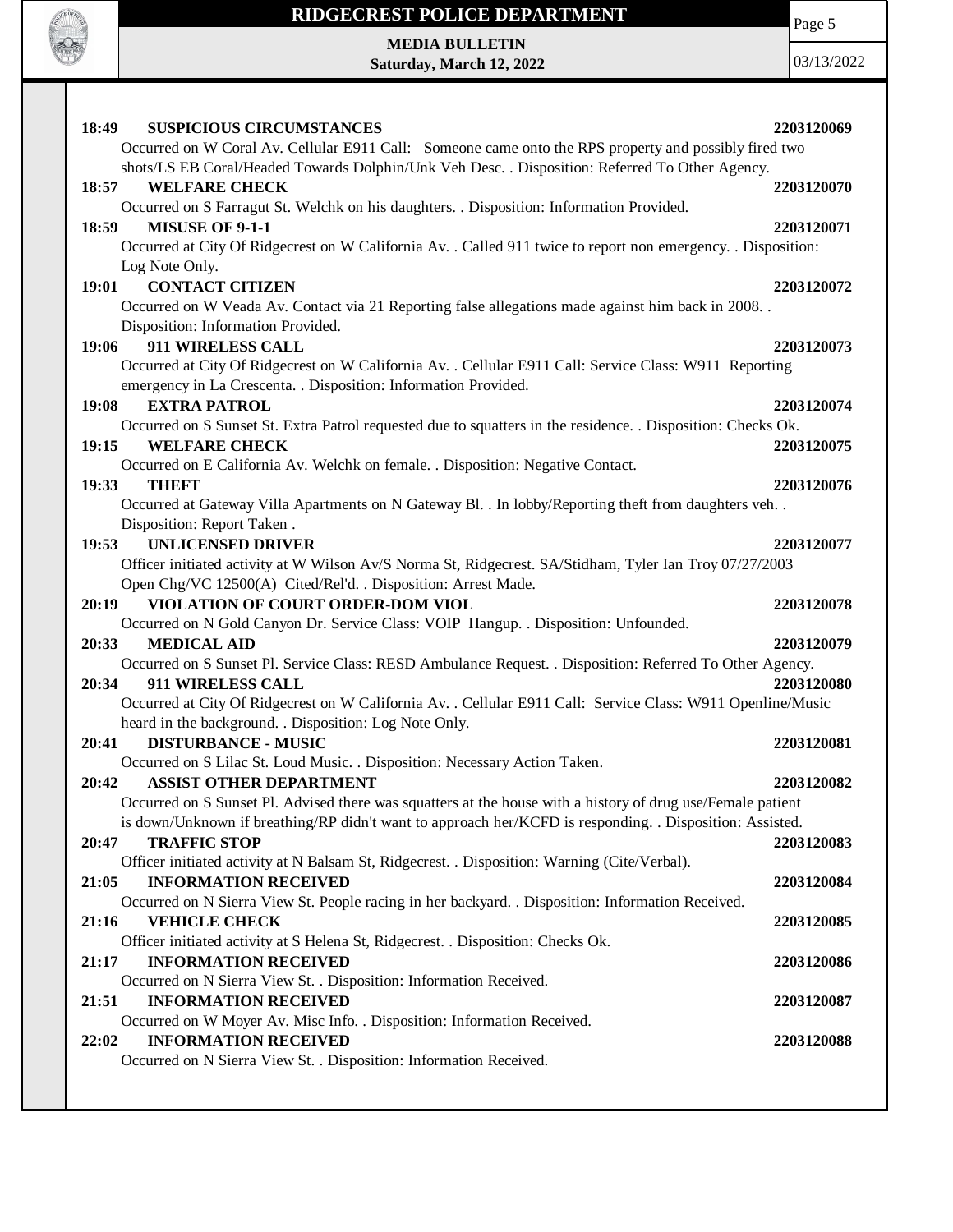**18:49 SUSPICIOUS CIRCUMSTANCES 2203120069**

Occurred on W Coral Av. Cellular E911 Call: Someone came onto the RPS property and possibly fired two shots/LS EB Coral/Headed Towards Dolphin/Unk Veh Desc. . Disposition: Referred To Other Agency.

**18:57 WELFARE CHECK 2203120070**

Occurred on S Farragut St. Welchk on his daughters. . Disposition: Information Provided.

**18:59 MISUSE OF 9-1-1 2203120071**

Occurred at City Of Ridgecrest on W California Av. . Called 911 twice to report non emergency. . Disposition: Log Note Only.

**19:01 CONTACT CITIZEN 2203120072**

Occurred on W Veada Av. Contact via 21 Reporting false allegations made against him back in 2008. . Disposition: Information Provided.

**19:06 911 WIRELESS CALL 2203120073**

Occurred at City Of Ridgecrest on W California Av. . Cellular E911 Call: Service Class: W911 Reporting emergency in La Crescenta. . Disposition: Information Provided.

**19:08 EXTRA PATROL 2203120074**

Occurred on S Sunset St. Extra Patrol requested due to squatters in the residence. . Disposition: Checks Ok.

**19:15 WELFARE CHECK 2203120075**

Occurred on E California Av. Welchk on female. . Disposition: Negative Contact.

**19:33 THEFT 2203120076**

Occurred at Gateway Villa Apartments on N Gateway Bl. . In lobby/Reporting theft from daughters veh. . Disposition: Report Taken .

**19:53 UNLICENSED DRIVER 2203120077**

Officer initiated activity at W Wilson Av/S Norma St, Ridgecrest. SA/Stidham, Tyler Ian Troy 07/27/2003 Open Chg/VC 12500(A) Cited/Rel'd. . Disposition: Arrest Made.

**20:19 VIOLATION OF COURT ORDER-DOM VIOL 2203120078**

Occurred on N Gold Canyon Dr. Service Class: VOIP Hangup. . Disposition: Unfounded.

**20:33 MEDICAL AID 2203120079**

Occurred on S Sunset Pl. Service Class: RESD Ambulance Request. . Disposition: Referred To Other Agency.

**20:34 911 WIRELESS CALL 2203120080**

Occurred at City Of Ridgecrest on W California Av. . Cellular E911 Call: Service Class: W911 Openline/Music heard in the background. . Disposition: Log Note Only.

**20:41 DISTURBANCE - MUSIC 2203120081**

Occurred on S Lilac St. Loud Music. . Disposition: Necessary Action Taken.

**20:42 ASSIST OTHER DEPARTMENT 2203120082**

Occurred on S Sunset Pl. Advised there was squatters at the house with a history of drug use/Female patient is down/Unknown if breathing/RP didn't want to approach her/KCFD is responding. . Disposition: Assisted.

**20:47 TRAFFIC STOP 2203120083**

Officer initiated activity at N Balsam St, Ridgecrest. . Disposition: Warning (Cite/Verbal).

**21:05 INFORMATION RECEIVED 2203120084**

Occurred on N Sierra View St. People racing in her backyard. . Disposition: Information Received.

**21:16 VEHICLE CHECK 2203120085**

Officer initiated activity at S Helena St, Ridgecrest. . Disposition: Checks Ok.

**21:17 INFORMATION RECEIVED 2203120086**

Occurred on N Sierra View St. . Disposition: Information Received.

**21:51 INFORMATION RECEIVED 2203120087**

Occurred on W Moyer Av. Misc Info. . Disposition: Information Received.

**22:02 INFORMATION RECEIVED 2203120088**

Occurred on N Sierra View St. . Disposition: Information Received.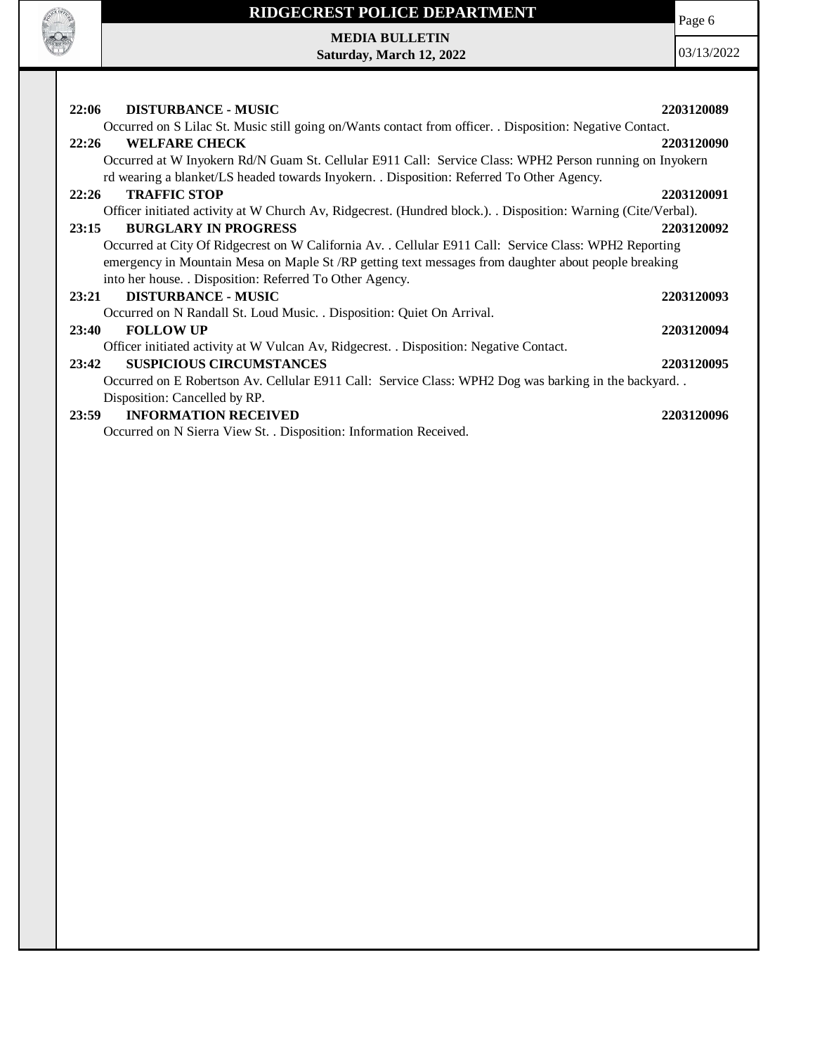**22:06 DISTURBANCE - MUSIC 2203120089**

Occurred on S Lilac St. Music still going on/Wants contact from officer. . Disposition: Negative Contact.

**22:26 WELFARE CHECK 2203120090**

Occurred at W Inyokern Rd/N Guam St. Cellular E911 Call: Service Class: WPH2 Person running on Inyokern rd wearing a blanket/LS headed towards Inyokern. . Disposition: Referred To Other Agency.

**22:26 TRAFFIC STOP 2203120091**

Officer initiated activity at W Church Av, Ridgecrest. (Hundred block.). . Disposition: Warning (Cite/Verbal).

**23:15 BURGLARY IN PROGRESS 2203120092**

Occurred at City Of Ridgecrest on W California Av. . Cellular E911 Call: Service Class: WPH2 Reporting emergency in Mountain Mesa on Maple St /RP getting text messages from daughter about people breaking into her house. . Disposition: Referred To Other Agency.

**23:21 DISTURBANCE - MUSIC 2203120093**

Occurred on N Randall St. Loud Music. . Disposition: Quiet On Arrival.

**23:40 FOLLOW UP 2203120094**

Officer initiated activity at W Vulcan Av, Ridgecrest. . Disposition: Negative Contact.

**23:42 SUSPICIOUS CIRCUMSTANCES 2203120095**

Occurred on E Robertson Av. Cellular E911 Call: Service Class: WPH2 Dog was barking in the backyard. . Disposition: Cancelled by RP.

**23:59 INFORMATION RECEIVED 2203120096**

Occurred on N Sierra View St. . Disposition: Information Received.